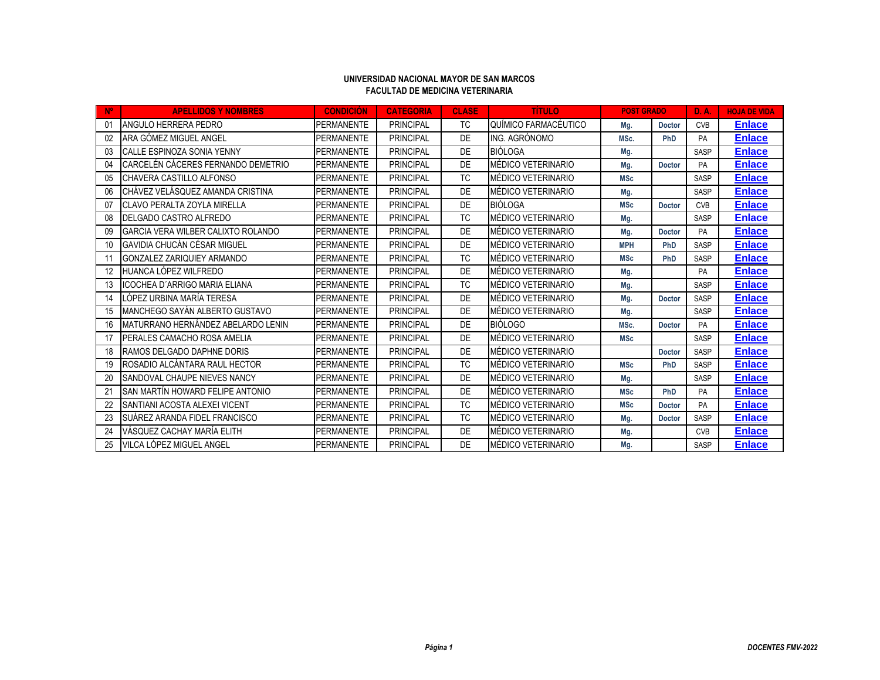**UNIVERSIDAD NACIONAL MAYOR DE SAN MARCOS**
**FACULTAD DE MEDICINA VETERINARIA**

| Nº | APELLIDOS Y NOMBRES | CONDICIÓN | CATEGORIA | CLASE | TÍTULO | POST GRADO | | D. A. | HOJA DE VIDA |
|---|---|---|---|---|---|---|---|---|---|
| 01 | ANGULO HERRERA PEDRO | PERMANENTE | PRINCIPAL | TC | QUÍMICO FARMACÉUTICO | Mg. | Doctor | CVB | Enlace |
| 02 | ARA GÓMEZ MIGUEL ANGEL | PERMANENTE | PRINCIPAL | DE | ING. AGRÓNOMO | MSc. | PhD | PA | Enlace |
| 03 | CALLE ESPINOZA SONIA YENNY | PERMANENTE | PRINCIPAL | DE | BIÓLOGA | Mg. | | SASP | Enlace |
| 04 | CARCELÉN CÁCERES FERNANDO DEMETRIO | PERMANENTE | PRINCIPAL | DE | MÉDICO VETERINARIO | Mg. | Doctor | PA | Enlace |
| 05 | CHAVERA CASTILLO ALFONSO | PERMANENTE | PRINCIPAL | TC | MÉDICO VETERINARIO | MSc | | SASP | Enlace |
| 06 | CHÁVEZ VELÁSQUEZ AMANDA CRISTINA | PERMANENTE | PRINCIPAL | DE | MÉDICO VETERINARIO | Mg. | | SASP | Enlace |
| 07 | CLAVO PERALTA ZOYLA MIRELLA | PERMANENTE | PRINCIPAL | DE | BIÓLOGA | MSc | Doctor | CVB | Enlace |
| 08 | DELGADO CASTRO ALFREDO | PERMANENTE | PRINCIPAL | TC | MÉDICO VETERINARIO | Mg. | | SASP | Enlace |
| 09 | GARCIA VERA WILBER CALIXTO ROLANDO | PERMANENTE | PRINCIPAL | DE | MÉDICO VETERINARIO | Mg. | Doctor | PA | Enlace |
| 10 | GAVIDIA CHUCÁN CÉSAR MIGUEL | PERMANENTE | PRINCIPAL | DE | MÉDICO VETERINARIO | MPH | PhD | SASP | Enlace |
| 11 | GONZALEZ ZARIQUIEY ARMANDO | PERMANENTE | PRINCIPAL | TC | MÉDICO VETERINARIO | MSc | PhD | SASP | Enlace |
| 12 | HUANCA LÓPEZ WILFREDO | PERMANENTE | PRINCIPAL | DE | MÉDICO VETERINARIO | Mg. | | PA | Enlace |
| 13 | ICOCHEA D´ARRIGO MARIA ELIANA | PERMANENTE | PRINCIPAL | TC | MÉDICO VETERINARIO | Mg. | | SASP | Enlace |
| 14 | LÓPEZ URBINA MARÍA TERESA | PERMANENTE | PRINCIPAL | DE | MÉDICO VETERINARIO | Mg. | Doctor | SASP | Enlace |
| 15 | MANCHEGO SAYÁN ALBERTO GUSTAVO | PERMANENTE | PRINCIPAL | DE | MÉDICO VETERINARIO | Mg. | | SASP | Enlace |
| 16 | MATURRANO HERNÁNDEZ ABELARDO LENIN | PERMANENTE | PRINCIPAL | DE | BIÓLOGO | MSc. | Doctor | PA | Enlace |
| 17 | PERALES CAMACHO ROSA AMELIA | PERMANENTE | PRINCIPAL | DE | MÉDICO VETERINARIO | MSc | | SASP | Enlace |
| 18 | RAMOS DELGADO DAPHNE DORIS | PERMANENTE | PRINCIPAL | DE | MÉDICO VETERINARIO | | Doctor | SASP | Enlace |
| 19 | ROSADIO ALCÁNTARA RAUL HECTOR | PERMANENTE | PRINCIPAL | TC | MÉDICO VETERINARIO | MSc | PhD | SASP | Enlace |
| 20 | SANDOVAL CHAUPE NIEVES NANCY | PERMANENTE | PRINCIPAL | DE | MÉDICO VETERINARIO | Mg. | | SASP | Enlace |
| 21 | SAN MARTÍN HOWARD FELIPE ANTONIO | PERMANENTE | PRINCIPAL | DE | MÉDICO VETERINARIO | MSc | PhD | PA | Enlace |
| 22 | SANTIANI ACOSTA ALEXEI VICENT | PERMANENTE | PRINCIPAL | TC | MÉDICO VETERINARIO | MSc | Doctor | PA | Enlace |
| 23 | SUÁREZ ARANDA FIDEL FRANCISCO | PERMANENTE | PRINCIPAL | TC | MÉDICO VETERINARIO | Mg. | Doctor | SASP | Enlace |
| 24 | VÁSQUEZ CACHAY MARÍA ELITH | PERMANENTE | PRINCIPAL | DE | MÉDICO VETERINARIO | Mg. | | CVB | Enlace |
| 25 | VILCA LÓPEZ MIGUEL ANGEL | PERMANENTE | PRINCIPAL | DE | MÉDICO VETERINARIO | Mg. | | SASP | Enlace |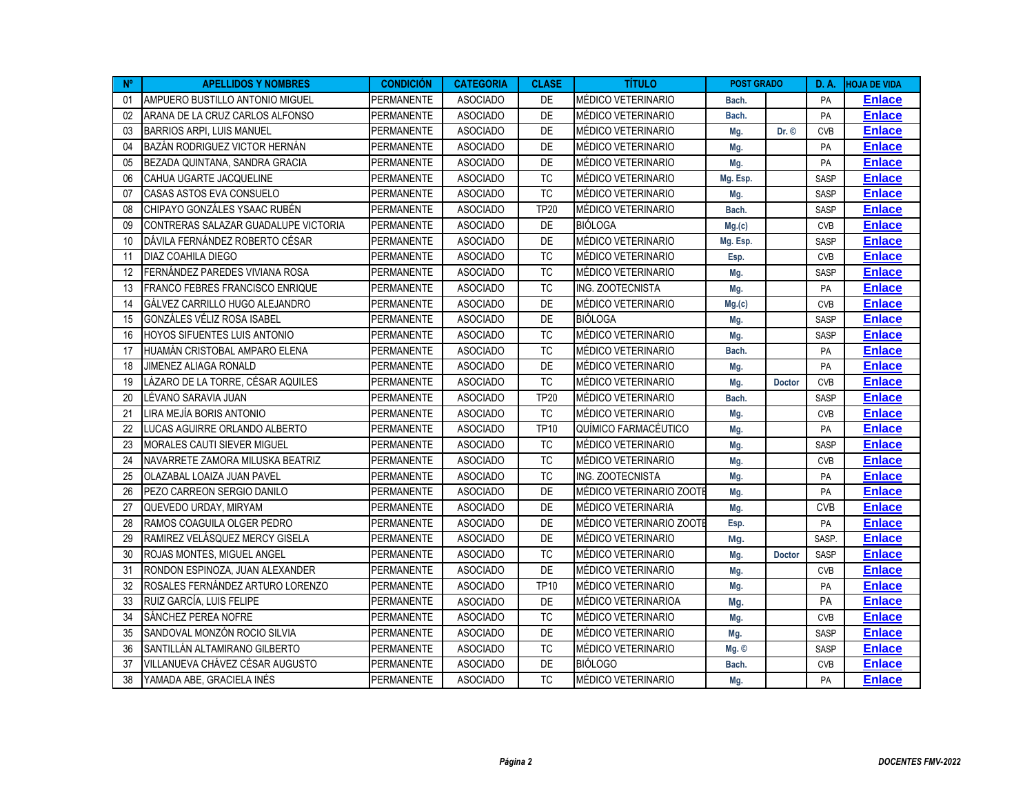| Nº | APELLIDOS Y NOMBRES | CONDICIÓN | CATEGORIA | CLASE | TÍTULO | POST GRADO | | D. A. | HOJA DE VIDA |
|---|---|---|---|---|---|---|---|---|---|
| 01 | AMPUERO BUSTILLO ANTONIO MIGUEL | PERMANENTE | ASOCIADO | DE | MÉDICO VETERINARIO | Bach. | | PA | Enlace |
| 02 | ARANA DE LA CRUZ CARLOS ALFONSO | PERMANENTE | ASOCIADO | DE | MÉDICO VETERINARIO | Bach. | | PA | Enlace |
| 03 | BARRIOS ARPI, LUIS MANUEL | PERMANENTE | ASOCIADO | DE | MÉDICO VETERINARIO | Mg. | Dr. © | CVB | Enlace |
| 04 | BAZÁN RODRIGUEZ VICTOR HERNÁN | PERMANENTE | ASOCIADO | DE | MÉDICO VETERINARIO | Mg. | | PA | Enlace |
| 05 | BEZADA QUINTANA, SANDRA GRACIA | PERMANENTE | ASOCIADO | DE | MÉDICO VETERINARIO | Mg. | | PA | Enlace |
| 06 | CAHUA UGARTE JACQUELINE | PERMANENTE | ASOCIADO | TC | MÉDICO VETERINARIO | Mg. Esp. | | SASP | Enlace |
| 07 | CASAS ASTOS EVA CONSUELO | PERMANENTE | ASOCIADO | TC | MÉDICO VETERINARIO | Mg. | | SASP | Enlace |
| 08 | CHIPAYO GONZÁLES YSAAC RUBÉN | PERMANENTE | ASOCIADO | TP20 | MÉDICO VETERINARIO | Bach. | | SASP | Enlace |
| 09 | CONTRERAS SALAZAR GUADALUPE VICTORIA | PERMANENTE | ASOCIADO | DE | BIÓLOGA | Mg.(c) | | CVB | Enlace |
| 10 | DÁVILA FERNÁNDEZ ROBERTO CÉSAR | PERMANENTE | ASOCIADO | DE | MÉDICO VETERINARIO | Mg. Esp. | | SASP | Enlace |
| 11 | DIAZ COAHILA DIEGO | PERMANENTE | ASOCIADO | TC | MÉDICO VETERINARIO | Esp. | | CVB | Enlace |
| 12 | FERNÁNDEZ PAREDES VIVIANA ROSA | PERMANENTE | ASOCIADO | TC | MÉDICO VETERINARIO | Mg. | | SASP | Enlace |
| 13 | FRANCO FEBRES FRANCISCO ENRIQUE | PERMANENTE | ASOCIADO | TC | ING. ZOOTECNISTA | Mg. | | PA | Enlace |
| 14 | GÁLVEZ CARRILLO HUGO ALEJANDRO | PERMANENTE | ASOCIADO | DE | MÉDICO VETERINARIO | Mg.(c) | | CVB | Enlace |
| 15 | GONZÁLES VÉLIZ ROSA ISABEL | PERMANENTE | ASOCIADO | DE | BIÓLOGA | Mg. | | SASP | Enlace |
| 16 | HOYOS SIFUENTES LUIS ANTONIO | PERMANENTE | ASOCIADO | TC | MÉDICO VETERINARIO | Mg. | | SASP | Enlace |
| 17 | HUAMÁN CRISTOBAL AMPARO ELENA | PERMANENTE | ASOCIADO | TC | MÉDICO VETERINARIO | Bach. | | PA | Enlace |
| 18 | JIMENEZ ALIAGA RONALD | PERMANENTE | ASOCIADO | DE | MÉDICO VETERINARIO | Mg. | | PA | Enlace |
| 19 | LÁZARO DE LA TORRE, CÉSAR AQUILES | PERMANENTE | ASOCIADO | TC | MÉDICO VETERINARIO | Mg. | Doctor | CVB | Enlace |
| 20 | LÉVANO SARAVIA JUAN | PERMANENTE | ASOCIADO | TP20 | MÉDICO VETERINARIO | Bach. | | SASP | Enlace |
| 21 | LIRA MEJÍA BORIS ANTONIO | PERMANENTE | ASOCIADO | TC | MÉDICO VETERINARIO | Mg. | | CVB | Enlace |
| 22 | LUCAS AGUIRRE ORLANDO ALBERTO | PERMANENTE | ASOCIADO | TP10 | QUÍMICO FARMACÉUTICO | Mg. | | PA | Enlace |
| 23 | MORALES CAUTI SIEVER MIGUEL | PERMANENTE | ASOCIADO | TC | MÉDICO VETERINARIO | Mg. | | SASP | Enlace |
| 24 | NAVARRETE ZAMORA MILUSKA BEATRIZ | PERMANENTE | ASOCIADO | TC | MÉDICO VETERINARIO | Mg. | | CVB | Enlace |
| 25 | OLAZABAL LOAIZA JUAN PAVEL | PERMANENTE | ASOCIADO | TC | ING. ZOOTECNISTA | Mg. | | PA | Enlace |
| 26 | PEZO CARREON SERGIO DANILO | PERMANENTE | ASOCIADO | DE | MÉDICO VETERINARIO ZOOTE | Mg. | | PA | Enlace |
| 27 | QUEVEDO URDAY, MIRYAM | PERMANENTE | ASOCIADO | DE | MÉDICO VETERINARIA | Mg. | | CVB | Enlace |
| 28 | RAMOS COAGUILA OLGER PEDRO | PERMANENTE | ASOCIADO | DE | MÉDICO VETERINARIO ZOOTE | Esp. | | PA | Enlace |
| 29 | RAMIREZ VELÁSQUEZ MERCY GISELA | PERMANENTE | ASOCIADO | DE | MÉDICO VETERINARIO | Mg. | | SASP. | Enlace |
| 30 | ROJAS MONTES, MIGUEL ANGEL | PERMANENTE | ASOCIADO | TC | MÉDICO VETERINARIO | Mg. | Doctor | SASP | Enlace |
| 31 | RONDON ESPINOZA, JUAN ALEXANDER | PERMANENTE | ASOCIADO | DE | MÉDICO VETERINARIO | Mg. | | CVB | Enlace |
| 32 | ROSALES FERNÁNDEZ ARTURO LORENZO | PERMANENTE | ASOCIADO | TP10 | MÉDICO VETERINARIO | Mg. | | PA | Enlace |
| 33 | RUIZ GARCÍA, LUIS FELIPE | PERMANENTE | ASOCIADO | DE | MÉDICO VETERINARIOA | Mg. | | PA | Enlace |
| 34 | SÁNCHEZ PEREA NOFRE | PERMANENTE | ASOCIADO | TC | MÉDICO VETERINARIO | Mg. | | CVB | Enlace |
| 35 | SANDOVAL MONZÓN ROCIO SILVIA | PERMANENTE | ASOCIADO | DE | MÉDICO VETERINARIO | Mg. | | SASP | Enlace |
| 36 | SANTILLÁN ALTAMIRANO GILBERTO | PERMANENTE | ASOCIADO | TC | MÉDICO VETERINARIO | Mg. © | | SASP | Enlace |
| 37 | VILLANUEVA CHÁVEZ CÉSAR AUGUSTO | PERMANENTE | ASOCIADO | DE | BIÓLOGO | Bach. | | CVB | Enlace |
| 38 | YAMADA ABE, GRACIELA INÉS | PERMANENTE | ASOCIADO | TC | MÉDICO VETERINARIO | Mg. | | PA | Enlace |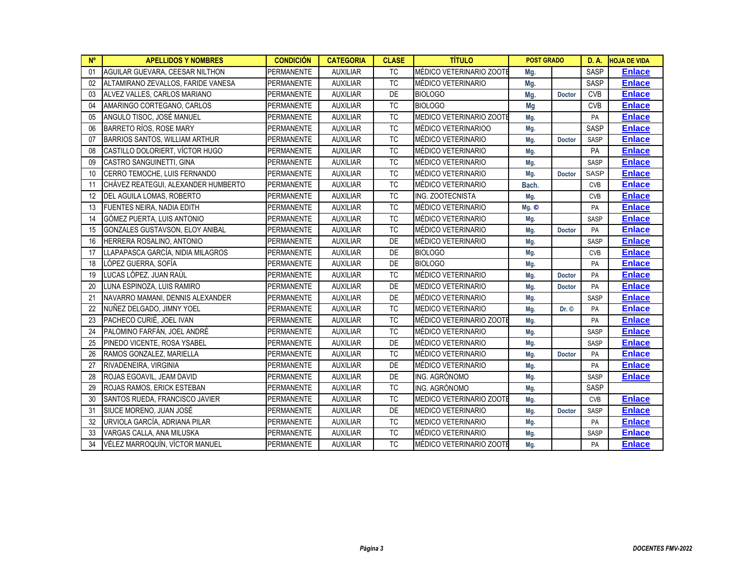| Nº | APELLIDOS Y NOMBRES | CONDICIÓN | CATEGORIA | CLASE | TÍTULO | POST GRADO | | D. A. | HOJA DE VIDA |
|---|---|---|---|---|---|---|---|---|---|
| 01 | AGUILAR GUEVARA, CEESAR NILTHON | PERMANENTE | AUXILIAR | TC | MÉDICO VETERINARIO ZOOTE | Mg. | | SASP | Enlace |
| 02 | ALTAMIRANO ZEVALLOS, FARIDE VANESA | PERMANENTE | AUXILIAR | TC | MÉDICO VETERINARIO | Mg. | | SASP | Enlace |
| 03 | ALVEZ VALLES, CARLOS MARIANO | PERMANENTE | AUXILIAR | DE | BIOLOGO | Mg. | Doctor | CVB | Enlace |
| 04 | AMARINGO CORTEGANO, CARLOS | PERMANENTE | AUXILIAR | TC | BIOLOGO | Mg | | CVB | Enlace |
| 05 | ANGULO TISOC, JOSÉ MANUEL | PERMANENTE | AUXILIAR | TC | MEDICO VETERINARIO ZOOTE | Mg. | | PA | Enlace |
| 06 | BARRETO RÍOS, ROSE MARY | PERMANENTE | AUXILIAR | TC | MÉDICO VETERINARIOO | Mg. | | SASP | Enlace |
| 07 | BARRIOS SANTOS, WILLIAM ARTHUR | PERMANENTE | AUXILIAR | TC | MÉDICO VETERINARIO | Mg. | Doctor | SASP | Enlace |
| 08 | CASTILLO DOLORIERT, VÍCTOR HUGO | PERMANENTE | AUXILIAR | TC | MÉDICO VETERINARIO | Mg. | | PA | Enlace |
| 09 | CASTRO SANGUINETTI, GINA | PERMANENTE | AUXILIAR | TC | MÉDICO VETERINARIO | Mg. | | SASP | Enlace |
| 10 | CERRO TEMOCHE, LUIS FERNANDO | PERMANENTE | AUXILIAR | TC | MÉDICO VETERINARIO | Mg. | Doctor | SASP | Enlace |
| 11 | CHÁVEZ REATEGUI, ALEXANDER HUMBERTO | PERMANENTE | AUXILIAR | TC | MÉDICO VETERINARIO | Bach. | | CVB | Enlace |
| 12 | DEL AGUILA LOMAS, ROBERTO | PERMANENTE | AUXILIAR | TC | ING. ZOOTECNISTA | Mg. | | CVB | Enlace |
| 13 | FUENTES NEIRA, NADIA EDITH | PERMANENTE | AUXILIAR | TC | MÉDICO VETERINARIO | Mg. © | | PA | Enlace |
| 14 | GÓMEZ PUERTA, LUIS ANTONIO | PERMANENTE | AUXILIAR | TC | MÉDICO VETERINARIO | Mg. | | SASP | Enlace |
| 15 | GONZALES GUSTAVSON, ELOY ANIBAL | PERMANENTE | AUXILIAR | TC | MÉDICO VETERINARIO | Mg. | Doctor | PA | Enlace |
| 16 | HERRERA ROSALINO, ANTONIO | PERMANENTE | AUXILIAR | DE | MÉDICO VETERINARIO | Mg. | | SASP | Enlace |
| 17 | LLAPAPASCA GARCÍA, NIDIA MILAGROS | PERMANENTE | AUXILIAR | DE | BIOLOGO | Mg. | | CVB | Enlace |
| 18 | LÓPEZ GUERRA, SOFÍA | PERMANENTE | AUXILIAR | DE | BIOLOGO | Mg. | | PA | Enlace |
| 19 | LUCAS LÓPEZ, JUAN RAÚL | PERMANENTE | AUXILIAR | TC | MÉDICO VETERINARIO | Mg. | Doctor | PA | Enlace |
| 20 | LUNA ESPINOZA, LUIS RAMIRO | PERMANENTE | AUXILIAR | DE | MEDICO VETERINARIO | Mg. | Doctor | PA | Enlace |
| 21 | NAVARRO MAMANI, DENNIS ALEXANDER | PERMANENTE | AUXILIAR | DE | MÉDICO VETERINARIO | Mg. | | SASP | Enlace |
| 22 | NUÑEZ DELGADO, JIMNY YOEL | PERMANENTE | AUXILIAR | TC | MEDICO VETERINARIO | Mg. | Dr. © | PA | Enlace |
| 23 | PACHECO CURIÉ, JOEL IVAN | PERMANENTE | AUXILIAR | TC | MÉDICO VETERINARIO ZOOTE | Mg. | | PA | Enlace |
| 24 | PALOMINO FARFÁN, JOEL ANDRÉ | PERMANENTE | AUXILIAR | TC | MÉDICO VETERINARIO | Mg. | | SASP | Enlace |
| 25 | PINEDO VICENTE, ROSA YSABEL | PERMANENTE | AUXILIAR | DE | MÉDICO VETERINARIO | Mg. | | SASP | Enlace |
| 26 | RAMOS GONZALEZ, MARIELLA | PERMANENTE | AUXILIAR | TC | MÉDICO VETERINARIO | Mg. | Doctor | PA | Enlace |
| 27 | RIVADENEIRA, VIRGINIA | PERMANENTE | AUXILIAR | DE | MÉDICO VETERINARIO | Mg. | | PA | Enlace |
| 28 | ROJAS EGOAVIL, JEAM DAVID | PERMANENTE | AUXILIAR | DE | ING. AGRÓNOMO | Mg. | | SASP | Enlace |
| 29 | ROJAS RAMOS, ERICK ESTEBAN | PERMANENTE | AUXILIAR | TC | ING. AGRÓNOMO | Mg. | | SASP | |
| 30 | SANTOS RUEDA, FRANCISCO JAVIER | PERMANENTE | AUXILIAR | TC | MEDICO VETERINARIO ZOOTE | Mg. | | CVB | Enlace |
| 31 | SIUCE MORENO, JUAN JOSÉ | PERMANENTE | AUXILIAR | DE | MEDICO VETERINARIO | Mg. | Doctor | SASP | Enlace |
| 32 | URVIOLA GARCÍA, ADRIANA PILAR | PERMANENTE | AUXILIAR | TC | MEDICO VETERINARIO | Mg. | | PA | Enlace |
| 33 | VARGAS CALLA, ANA MILUSKA | PERMANENTE | AUXILIAR | TC | MÉDICO VETERINARIO | Mg. | | SASP | Enlace |
| 34 | VÉLEZ MARROQUÍN, VÍCTOR MANUEL | PERMANENTE | AUXILIAR | TC | MÉDICO VETERINARIO ZOOTE | Mg. | | PA | Enlace |